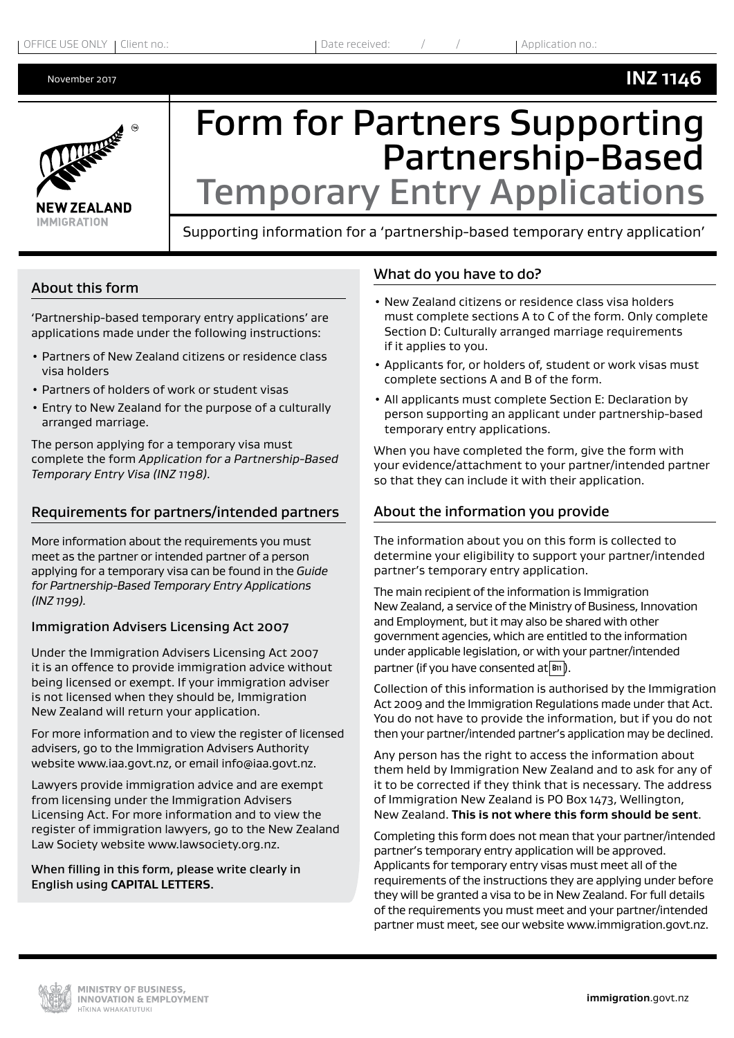OFFICE USE ONLY | Client no.: | Date received: / / | Application no.:

November 2017 **INZ 1146**

# Form for Partners Supporting Partnership-Based Temporary Entry Applications

Supporting information for a 'partnership-based temporary entry application'

## About this form

'Partnership-based temporary entry applications' are applications made under the following instructions:

- Partners of New Zealand citizens or residence class visa holders
- Partners of holders of work or student visas
- Entry to New Zealand for the purpose of a culturally arranged marriage.

The person applying for a temporary visa must complete the form *Application for a Partnership-Based Temporary Entry Visa (INZ 1198)*.

## Requirements for partners/intended partners

More information about the requirements you must meet as the partner or intended partner of a person applying for a temporary visa can be found in the *Guide for Partnership-Based Temporary Entry Applications (INZ 1199)*.

### Immigration Advisers Licensing Act 2007

Under the Immigration Advisers Licensing Act 2007 it is an offence to provide immigration advice without being licensed or exempt. If your immigration adviser is not licensed when they should be, Immigration New Zealand will return your application.

For more information and to view the register of licensed advisers, go to the Immigration Advisers Authority website www.iaa.govt.nz, or email info@iaa.govt.nz.

Lawyers provide immigration advice and are exempt from licensing under the Immigration Advisers Licensing Act. For more information and to view the register of immigration lawyers, go to the New Zealand Law Society website www.lawsociety.org.nz.

When filling in this form, please write clearly in English using **CAPITAL LETTERS**.

## What do you have to do?

- New Zealand citizens or residence class visa holders must complete sections A to C of the form. Only complete Section D: Culturally arranged marriage requirements if it applies to you.
- Applicants for, or holders of, student or work visas must complete sections A and B of the form.
- All applicants must complete Section E: Declaration by person supporting an applicant under partnership-based temporary entry applications.

When you have completed the form, give the form with your evidence/attachment to your partner/intended partner so that they can include it with their application.

## About the information you provide

The information about you on this form is collected to determine your eligibility to support your partner/intended partner's temporary entry application.

The main recipient of the information is Immigration New Zealand, a service of the Ministry of Business, Innovation and Employment, but it may also be shared with other government agencies, which are entitled to the information under applicable legislation, or with your partner/intended partner (if you have consented at B11).

Collection of this information is authorised by the Immigration Act 2009 and the Immigration Regulations made under that Act. You do not have to provide the information, but if you do not then your partner/intended partner's application may be declined.

Any person has the right to access the information about them held by Immigration New Zealand and to ask for any of it to be corrected if they think that is necessary. The address of Immigration New Zealand is PO Box 1473, Wellington, New Zealand. **This is not where this form should be sent**.

Completing this form does not mean that your partner/intended partner's temporary entry application will be approved. Applicants for temporary entry visas must meet all of the requirements of the instructions they are applying under before they will be granted a visa to be in New Zealand. For full details of the requirements you must meet and your partner/intended partner must meet, see our website www.immigration.govt.nz.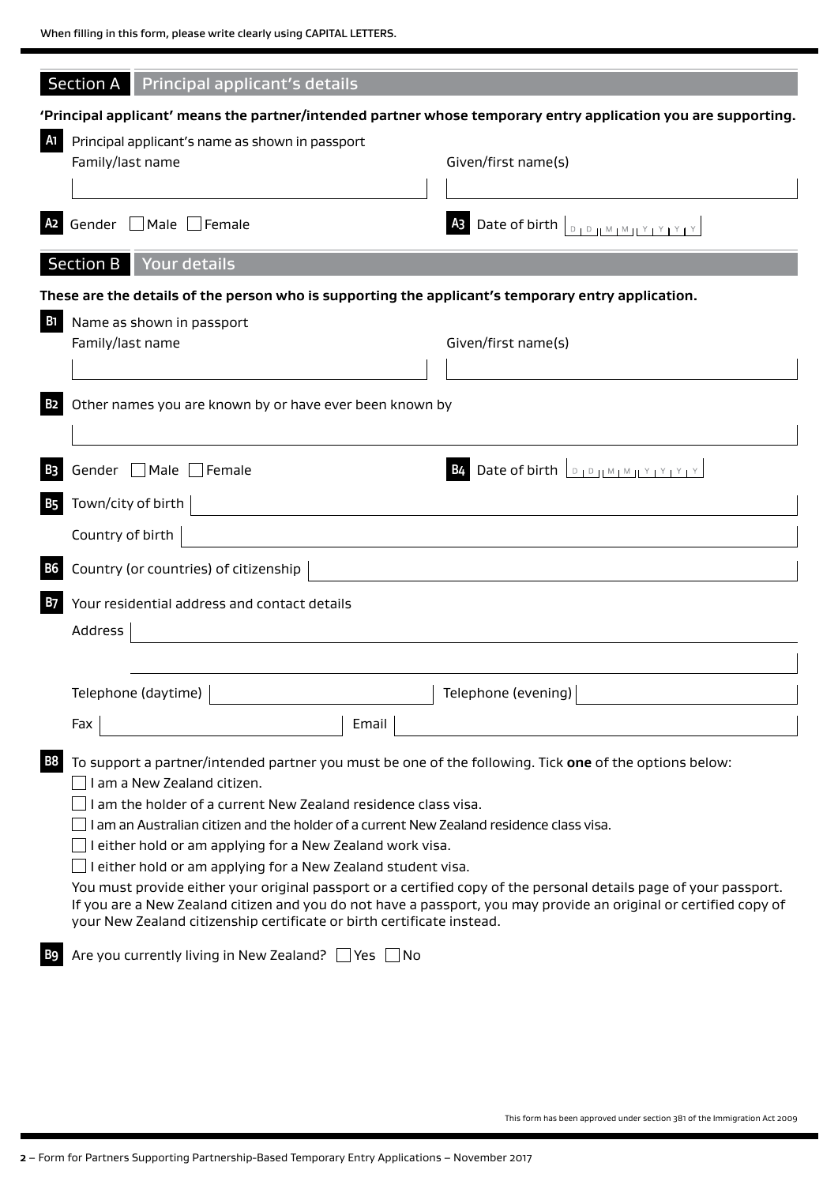When filling in this form, please write clearly using CAPITAL LETTERS.

## Section A Principal applicant's details

**'Principal applicant' means the partner/intended partner whose temporary entry application you are supporting.**

**A1** Principal applicant's name as shown in passport

Family/last name

Given/first name(s)

**A2** Gender ☐ Male ☐ Female

**A3** Date of birth D D M M Y Y Y Y

## Section B Your details

**These are the details of the person who is supporting the applicant's temporary entry application.**

**B1** Name as shown in passport

Family/last name

Given/first name(s)

**B2** Other names you are known by or have ever been known by

**B3** Gender ☐ Male ☐ Female

**B4** Date of birth D D M M Y Y Y Y

**B5** Town/city of birth

Country of birth

**B6** Country (or countries) of citizenship

**B7** Your residential address and contact details

Address

Telephone (daytime)

Telephone (evening)

Fax

Email

**B8** To support a partner/intended partner you must be one of the following. Tick **one** of the options below:

- ☐ I am a New Zealand citizen.
- ☐ I am the holder of a current New Zealand residence class visa.
- ☐ I am an Australian citizen and the holder of a current New Zealand residence class visa.
- ☐ I either hold or am applying for a New Zealand work visa.
- ☐ I either hold or am applying for a New Zealand student visa.

You must provide either your original passport or a certified copy of the personal details page of your passport. If you are a New Zealand citizen and you do not have a passport, you may provide an original or certified copy of your New Zealand citizenship certificate or birth certificate instead.

**B9** Are you currently living in New Zealand? ☐ Yes ☐ No

This form has been approved under section 381 of the Immigration Act 2009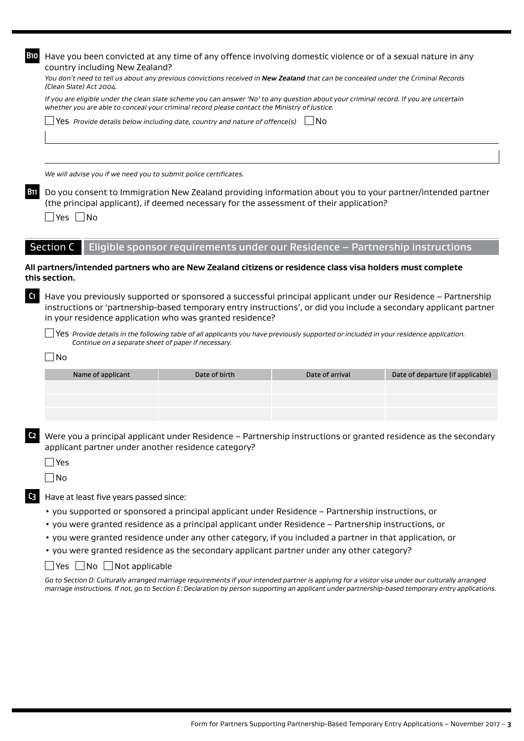**B10** Have you been convicted at any time of any offence involving domestic violence or of a sexual nature in any country including New Zealand?

*You don't need to tell us about any previous convictions received in **New Zealand** that can be concealed under the Criminal Records (Clean Slate) Act 2004.*

*If you are eligible under the clean slate scheme you can answer 'No' to any question about your criminal record. If you are uncertain whether you are able to conceal your criminal record please contact the Ministry of Justice.*

☐ Yes *Provide details below including date, country and nature of offence(s)* ☐ No

*We will advise you if we need you to submit police certificates.*

**B11** Do you consent to Immigration New Zealand providing information about you to your partner/intended partner (the principal applicant), if deemed necessary for the assessment of their application?

☐ Yes ☐ No

## Section C Eligible sponsor requirements under our Residence – Partnership instructions

**All partners/intended partners who are New Zealand citizens or residence class visa holders must complete this section.**

**C1** Have you previously supported or sponsored a successful principal applicant under our Residence – Partnership instructions or 'partnership-based temporary entry instructions', or did you include a secondary applicant partner in your residence application who was granted residence?

☐ Yes *Provide details in the following table of all applicants you have previously supported or included in your residence application. Continue on a separate sheet of paper if necessary.*

☐ No

| Name of applicant | Date of birth | Date of arrival | Date of departure (if applicable) |
|---|---|---|---|
| | | | |
| | | | |
| | | | |

**C2** Were you a principal applicant under Residence – Partnership instructions or granted residence as the secondary applicant partner under another residence category?

☐ Yes

☐ No

**C3** Have at least five years passed since:

- you supported or sponsored a principal applicant under Residence – Partnership instructions, or
- you were granted residence as a principal applicant under Residence – Partnership instructions, or
- you were granted residence under any other category, if you included a partner in that application, or
- you were granted residence as the secondary applicant partner under any other category?

☐ Yes ☐ No ☐ Not applicable

*Go to Section D: Culturally arranged marriage requirements if your intended partner is applying for a visitor visa under our culturally arranged marriage instructions. If not, go to Section E: Declaration by person supporting an applicant under partnership-based temporary entry applications.*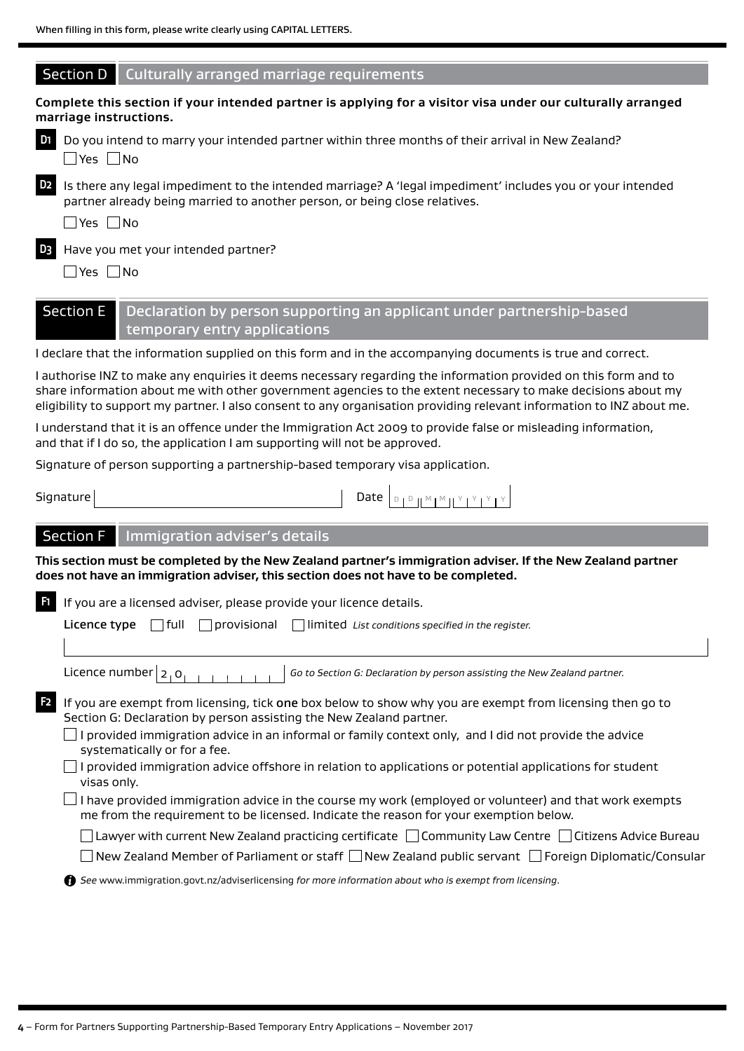When filling in this form, please write clearly using CAPITAL LETTERS.

## Section D Culturally arranged marriage requirements

**Complete this section if your intended partner is applying for a visitor visa under our culturally arranged marriage instructions.**

**D1** Do you intend to marry your intended partner within three months of their arrival in New Zealand?

☐ Yes ☐ No

**D2** Is there any legal impediment to the intended marriage? A 'legal impediment' includes you or your intended partner already being married to another person, or being close relatives.

☐ Yes ☐ No

**D3** Have you met your intended partner?

☐ Yes ☐ No

## Section E Declaration by person supporting an applicant under partnership-based temporary entry applications

I declare that the information supplied on this form and in the accompanying documents is true and correct.

I authorise INZ to make any enquiries it deems necessary regarding the information provided on this form and to share information about me with other government agencies to the extent necessary to make decisions about my eligibility to support my partner. I also consent to any organisation providing relevant information to INZ about me.

I understand that it is an offence under the Immigration Act 2009 to provide false or misleading information, and that if I do so, the application I am supporting will not be approved.

Signature of person supporting a partnership-based temporary visa application.

Signature ________________________ Date D D M M Y Y Y Y

## Section F Immigration adviser's details

**This section must be completed by the New Zealand partner's immigration adviser. If the New Zealand partner does not have an immigration adviser, this section does not have to be completed.**

**F1** If you are a licensed adviser, please provide your licence details.

**Licence type** ☐ full ☐ provisional ☐ limited *List conditions specified in the register.*

________________________________________

Licence number 2 0 _ _ _ _ _ _ _ *Go to Section G: Declaration by person assisting the New Zealand partner.*

**F2** If you are exempt from licensing, tick **one** box below to show why you are exempt from licensing then go to Section G: Declaration by person assisting the New Zealand partner.

☐ I provided immigration advice in an informal or family context only, and I did not provide the advice systematically or for a fee.

☐ I provided immigration advice offshore in relation to applications or potential applications for student visas only.

☐ I have provided immigration advice in the course my work (employed or volunteer) and that work exempts me from the requirement to be licensed. Indicate the reason for your exemption below.

☐ Lawyer with current New Zealand practicing certificate ☐ Community Law Centre ☐ Citizens Advice Bureau

☐ New Zealand Member of Parliament or staff ☐ New Zealand public servant ☐ Foreign Diplomatic/Consular

*See* www.immigration.govt.nz/adviserlicensing *for more information about who is exempt from licensing.*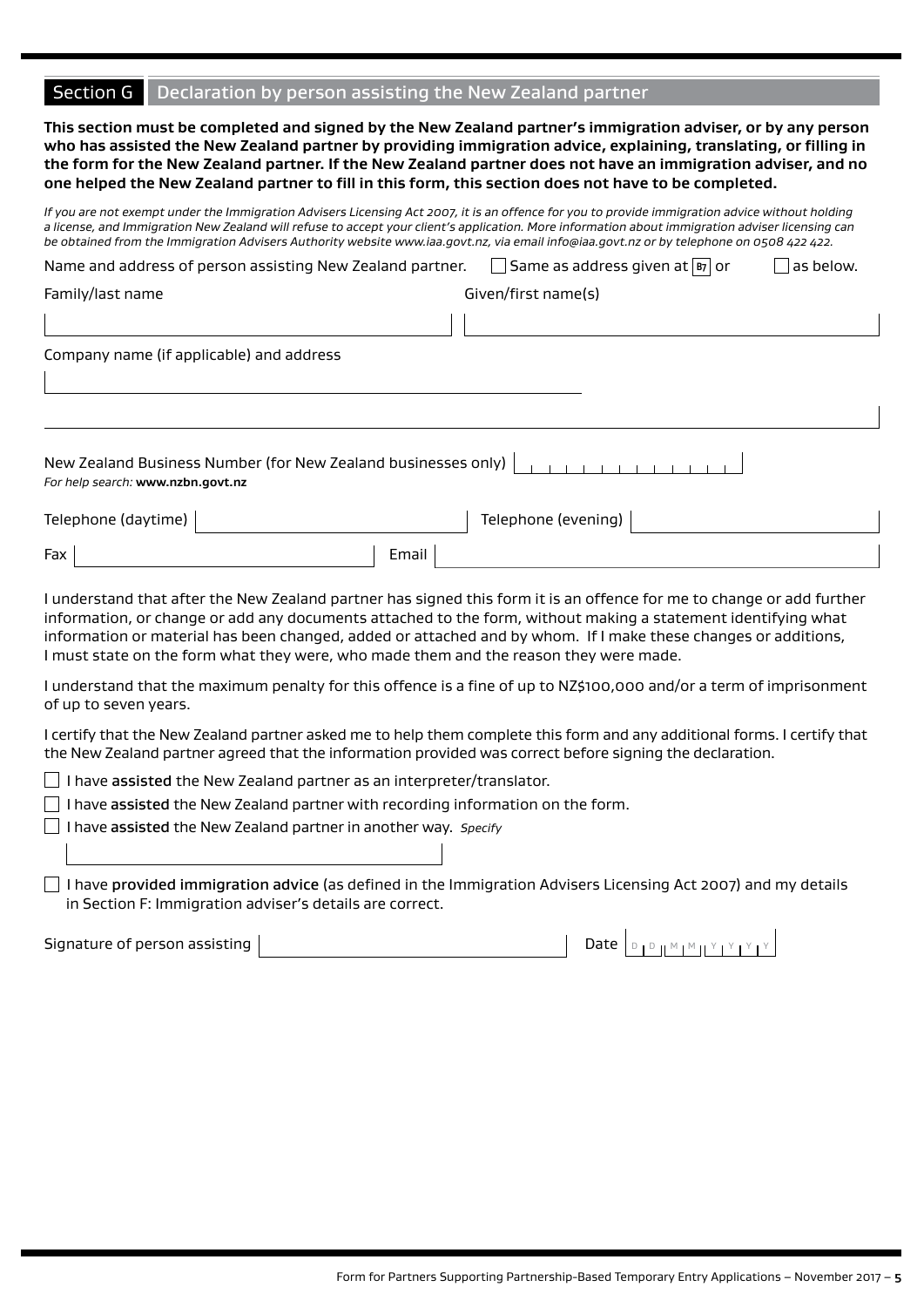## Section G Declaration by person assisting the New Zealand partner

**This section must be completed and signed by the New Zealand partner's immigration adviser, or by any person who has assisted the New Zealand partner by providing immigration advice, explaining, translating, or filling in the form for the New Zealand partner. If the New Zealand partner does not have an immigration adviser, and no one helped the New Zealand partner to fill in this form, this section does not have to be completed.**

*If you are not exempt under the Immigration Advisers Licensing Act 2007, it is an offence for you to provide immigration advice without holding a license, and Immigration New Zealand will refuse to accept your client's application. More information about immigration adviser licensing can be obtained from the Immigration Advisers Authority website www.iaa.govt.nz, via email info@iaa.govt.nz or by telephone on 0508 422 422.*

Name and address of person assisting New Zealand partner. ☐ Same as address given at B7 or ☐ as below.

Family/last name

Given/first name(s)

Company name (if applicable) and address

New Zealand Business Number (for New Zealand businesses only)

*For help search:* **www.nzbn.govt.nz**

Telephone (daytime)

Telephone (evening)

Fax

Email

I understand that after the New Zealand partner has signed this form it is an offence for me to change or add further information, or change or add any documents attached to the form, without making a statement identifying what information or material has been changed, added or attached and by whom. If I make these changes or additions, I must state on the form what they were, who made them and the reason they were made.

I understand that the maximum penalty for this offence is a fine of up to NZ$100,000 and/or a term of imprisonment of up to seven years.

I certify that the New Zealand partner asked me to help them complete this form and any additional forms. I certify that the New Zealand partner agreed that the information provided was correct before signing the declaration.

☐ I have **assisted** the New Zealand partner as an interpreter/translator.

☐ I have **assisted** the New Zealand partner with recording information on the form.

☐ I have **assisted** the New Zealand partner in another way. *Specify*

☐ I have **provided immigration advice** (as defined in the Immigration Advisers Licensing Act 2007) and my details in Section F: Immigration adviser's details are correct.

Signature of person assisting

Date DD MM YYYY